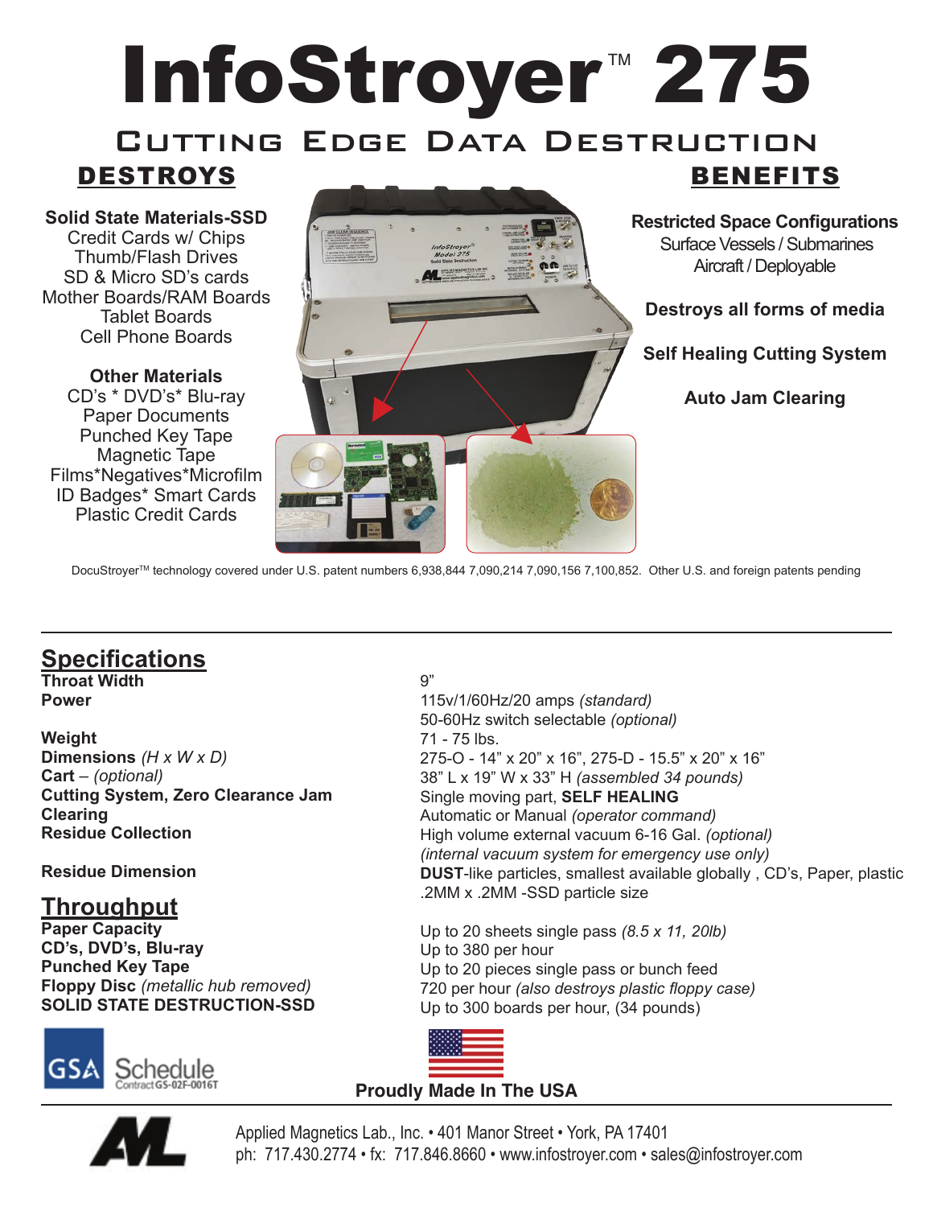# InfoStroyer™ 275

## Cutting Edge Data Destruction

## DESTROYS

**Solid State Materials-SSD**
Credit Cards w/ Chips
Thumb/Flash Drives
SD & Micro SD's cards
Mother Boards/RAM Boards
Tablet Boards
Cell Phone Boards

**Other Materials**
CD's * DVD's* Blu-ray
Paper Documents
Punched Key Tape
Magnetic Tape
Films*Negatives*Microfilm
ID Badges* Smart Cards
Plastic Credit Cards

## BENEFITS

**Restricted Space Configurations**
Surface Vessels / Submarines
Aircraft / Deployable

**Destroys all forms of media**

**Self Healing Cutting System**

**Auto Jam Clearing**

DocuStroyer™ technology covered under U.S. patent numbers 6,938,844 7,090,214 7,090,156 7,100,852. Other U.S. and foreign patents pending

---

## Specifications

| | |
|---|---|
| **Throat Width** | 9" |
| **Power** | 115v/1/60Hz/20 amps *(standard)*<br>50-60Hz switch selectable *(optional)* |
| **Weight** | 71 - 75 lbs. |
| **Dimensions** *(H x W x D)* | 275-O - 14" x 20" x 16", 275-D - 15.5" x 20" x 16" |
| **Cart** – *(optional)* | 38" L x 19" W x 33" H *(assembled 34 pounds)* |
| **Cutting System, Zero Clearance Jam** | Single moving part, **SELF HEALING** |
| **Clearing** | Automatic or Manual *(operator command)* |
| **Residue Collection** | High volume external vacuum 6-16 Gal. *(optional)*<br>*(internal vacuum system for emergency use only)* |
| **Residue Dimension** | **DUST**-like particles, smallest available globally , CD's, Paper, plastic<br>.2MM x .2MM -SSD particle size |

## Throughput

| | |
|---|---|
| **Paper Capacity** | Up to 20 sheets single pass *(8.5 x 11, 20lb)* |
| **CD's, DVD's, Blu-ray** | Up to 380 per hour |
| **Punched Key Tape** | Up to 20 pieces single pass or bunch feed |
| **Floppy Disc** *(metallic hub removed)* | 720 per hour *(also destroys plastic floppy case)* |
| **SOLID STATE DESTRUCTION-SSD** | Up to 300 boards per hour, (34 pounds) |

GSA Schedule Contract GS-02F-0016T

**Proudly Made In The USA**

Applied Magnetics Lab., Inc. • 401 Manor Street • York, PA 17401
ph: 717.430.2774 • fx: 717.846.8660 • www.infostroyer.com • sales@infostroyer.com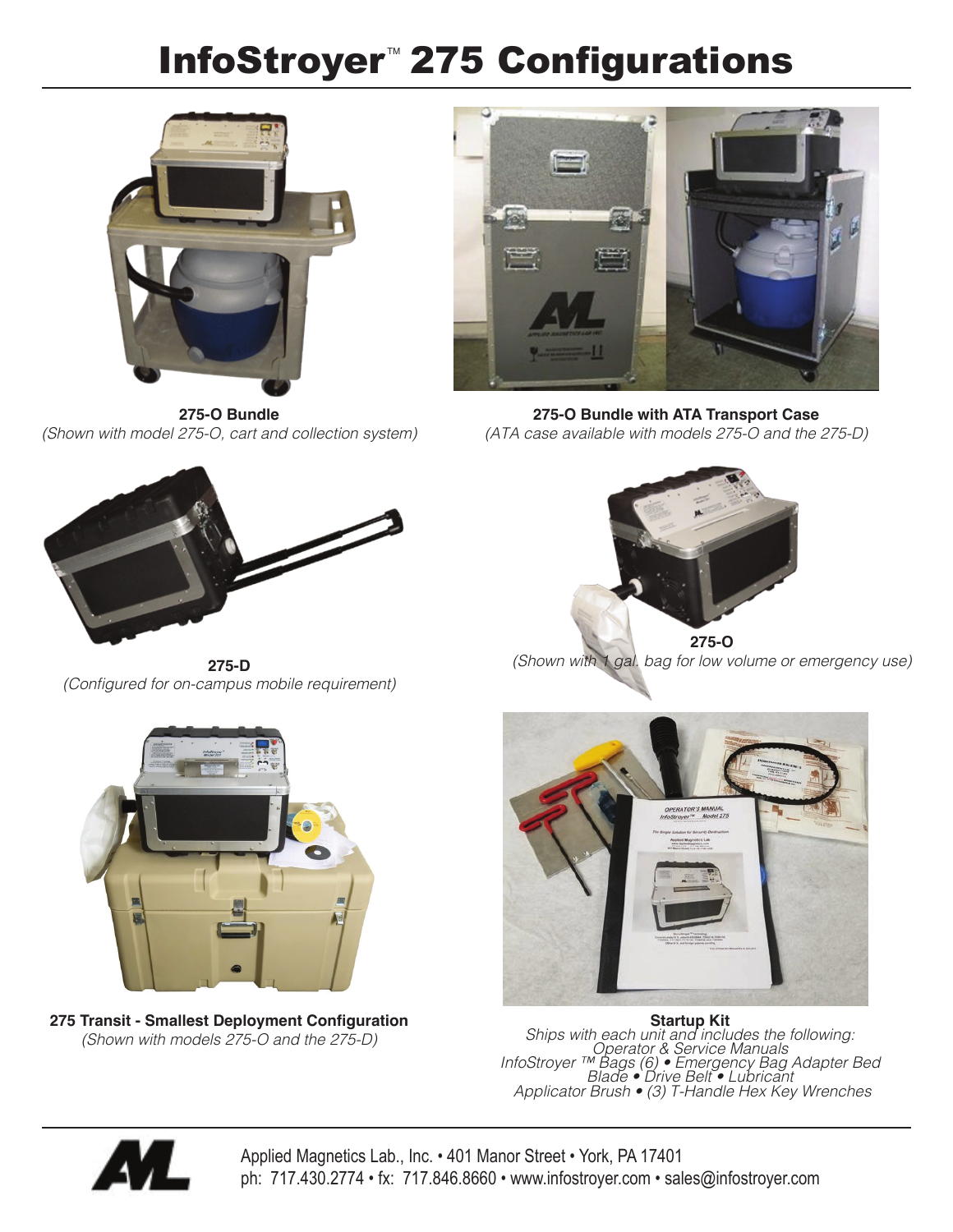# InfoStroyer™ 275 Configurations

**275-O Bundle**
*(Shown with model 275-O, cart and collection system)*

**275-O Bundle with ATA Transport Case**
*(ATA case available with models 275-O and the 275-D)*

**275-D**
*(Configured for on-campus mobile requirement)*

**275-O**
*(Shown with 1 gal. bag for low volume or emergency use)*

**275 Transit - Smallest Deployment Configuration**
*(Shown with models 275-O and the 275-D)*

**Startup Kit**
*Ships with each unit and includes the following:*
*Operator & Service Manuals*
*InfoStroyer ™ Bags (6) • Emergency Bag Adapter Bed Blade • Drive Belt • Lubricant Applicator Brush • (3) T-Handle Hex Key Wrenches*

Applied Magnetics Lab., Inc. • 401 Manor Street • York, PA 17401
ph: 717.430.2774 • fx: 717.846.8660 • www.infostroyer.com • sales@infostroyer.com